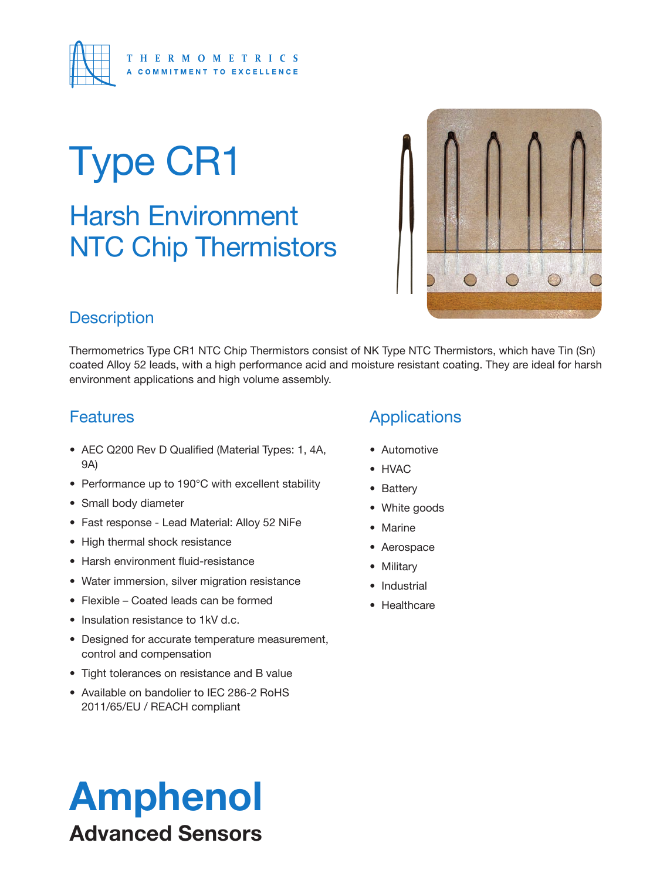THERMOMETRICS
A COMMITMENT TO EXCELLENCE

# Type CR1

## Harsh Environment NTC Chip Thermistors

## Description

Thermometrics Type CR1 NTC Chip Thermistors consist of NK Type NTC Thermistors, which have Tin (Sn) coated Alloy 52 leads, with a high performance acid and moisture resistant coating. They are ideal for harsh environment applications and high volume assembly.

## Features

- AEC Q200 Rev D Qualified (Material Types: 1, 4A, 9A)
- Performance up to 190°C with excellent stability
- Small body diameter
- Fast response - Lead Material: Alloy 52 NiFe
- High thermal shock resistance
- Harsh environment fluid-resistance
- Water immersion, silver migration resistance
- Flexible – Coated leads can be formed
- Insulation resistance to 1kV d.c.
- Designed for accurate temperature measurement, control and compensation
- Tight tolerances on resistance and B value
- Available on bandolier to IEC 286-2 RoHS 2011/65/EU / REACH compliant

## Applications

- Automotive
- HVAC
- Battery
- White goods
- Marine
- Aerospace
- Military
- Industrial
- Healthcare

**Amphenol**
**Advanced Sensors**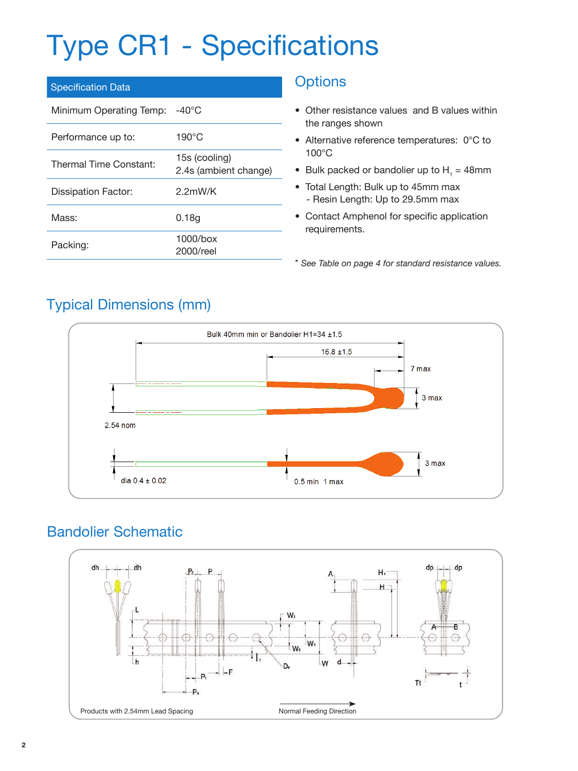# Type CR1 - Specifications

| Specification Data | |
|---|---|
| Minimum Operating Temp: | -40°C |
| Performance up to: | 190°C |
| Thermal Time Constant: | 15s (cooling)<br>2.4s (ambient change) |
| Dissipation Factor: | 2.2mW/K |
| Mass: | 0.18g |
| Packing: | 1000/box<br>2000/reel |

## Options

- Other resistance values and B values within the ranges shown
- Alternative reference temperatures: 0°C to 100°C
- Bulk packed or bandolier up to $H_1$ = 48mm
- Total Length: Bulk up to 45mm max
  - Resin Length: Up to 29.5mm max
- Contact Amphenol for specific application requirements.

*\* See Table on page 4 for standard resistance values.*

## Typical Dimensions (mm)

Bulk 40mm min or Bandolier H1=34 ±1.5

16.8 ±1.5

7 max

3 max

2.54 nom

3 max

dia 0.4 ± 0.02

0.5 min 1 max

## Bandolier Schematic

dh dh $P_2$ P A $H_1$ H dp dp L $W_2$ $W_0$ $W_1$ A B h $l_1$ $D_0$ W d $P_1$ F $P_0$ Tt t

Products with 2.54mm Lead Spacing

Normal Feeding Direction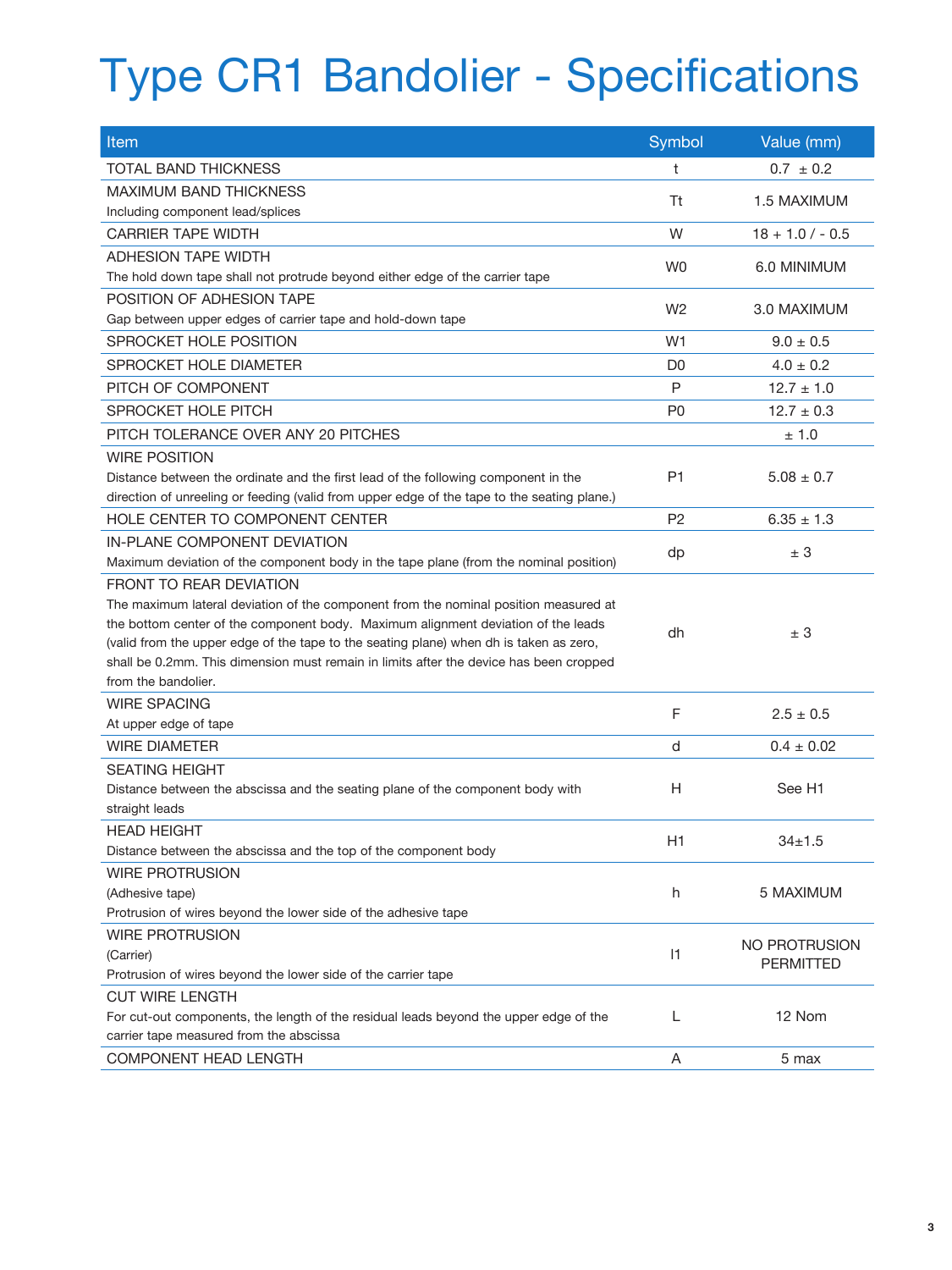# Type CR1 Bandolier - Specifications

| Item | Symbol | Value (mm) |
|---|---|---|
| TOTAL BAND THICKNESS | t | 0.7 ± 0.2 |
| MAXIMUM BAND THICKNESS<br>Including component lead/splices | Tt | 1.5 MAXIMUM |
| CARRIER TAPE WIDTH | W | 18 + 1.0 / - 0.5 |
| ADHESION TAPE WIDTH<br>The hold down tape shall not protrude beyond either edge of the carrier tape | W0 | 6.0 MINIMUM |
| POSITION OF ADHESION TAPE<br>Gap between upper edges of carrier tape and hold-down tape | W2 | 3.0 MAXIMUM |
| SPROCKET HOLE POSITION | W1 | 9.0 ± 0.5 |
| SPROCKET HOLE DIAMETER | D0 | 4.0 ± 0.2 |
| PITCH OF COMPONENT | P | 12.7 ± 1.0 |
| SPROCKET HOLE PITCH | P0 | 12.7 ± 0.3 |
| PITCH TOLERANCE OVER ANY 20 PITCHES | | ± 1.0 |
| WIRE POSITION<br>Distance between the ordinate and the first lead of the following component in the direction of unreeling or feeding (valid from upper edge of the tape to the seating plane.) | P1 | 5.08 ± 0.7 |
| HOLE CENTER TO COMPONENT CENTER | P2 | 6.35 ± 1.3 |
| IN-PLANE COMPONENT DEVIATION<br>Maximum deviation of the component body in the tape plane (from the nominal position) | dp | ± 3 |
| FRONT TO REAR DEVIATION<br>The maximum lateral deviation of the component from the nominal position measured at the bottom center of the component body. Maximum alignment deviation of the leads (valid from the upper edge of the tape to the seating plane) when dh is taken as zero, shall be 0.2mm. This dimension must remain in limits after the device has been cropped from the bandolier. | dh | ± 3 |
| WIRE SPACING<br>At upper edge of tape | F | 2.5 ± 0.5 |
| WIRE DIAMETER | d | 0.4 ± 0.02 |
| SEATING HEIGHT<br>Distance between the abscissa and the seating plane of the component body with straight leads | H | See H1 |
| HEAD HEIGHT<br>Distance between the abscissa and the top of the component body | H1 | 34±1.5 |
| WIRE PROTRUSION<br>(Adhesive tape)<br>Protrusion of wires beyond the lower side of the adhesive tape | h | 5 MAXIMUM |
| WIRE PROTRUSION<br>(Carrier)<br>Protrusion of wires beyond the lower side of the carrier tape | l1 | NO PROTRUSION PERMITTED |
| CUT WIRE LENGTH<br>For cut-out components, the length of the residual leads beyond the upper edge of the carrier tape measured from the abscissa | L | 12 Nom |
| COMPONENT HEAD LENGTH | A | 5 max |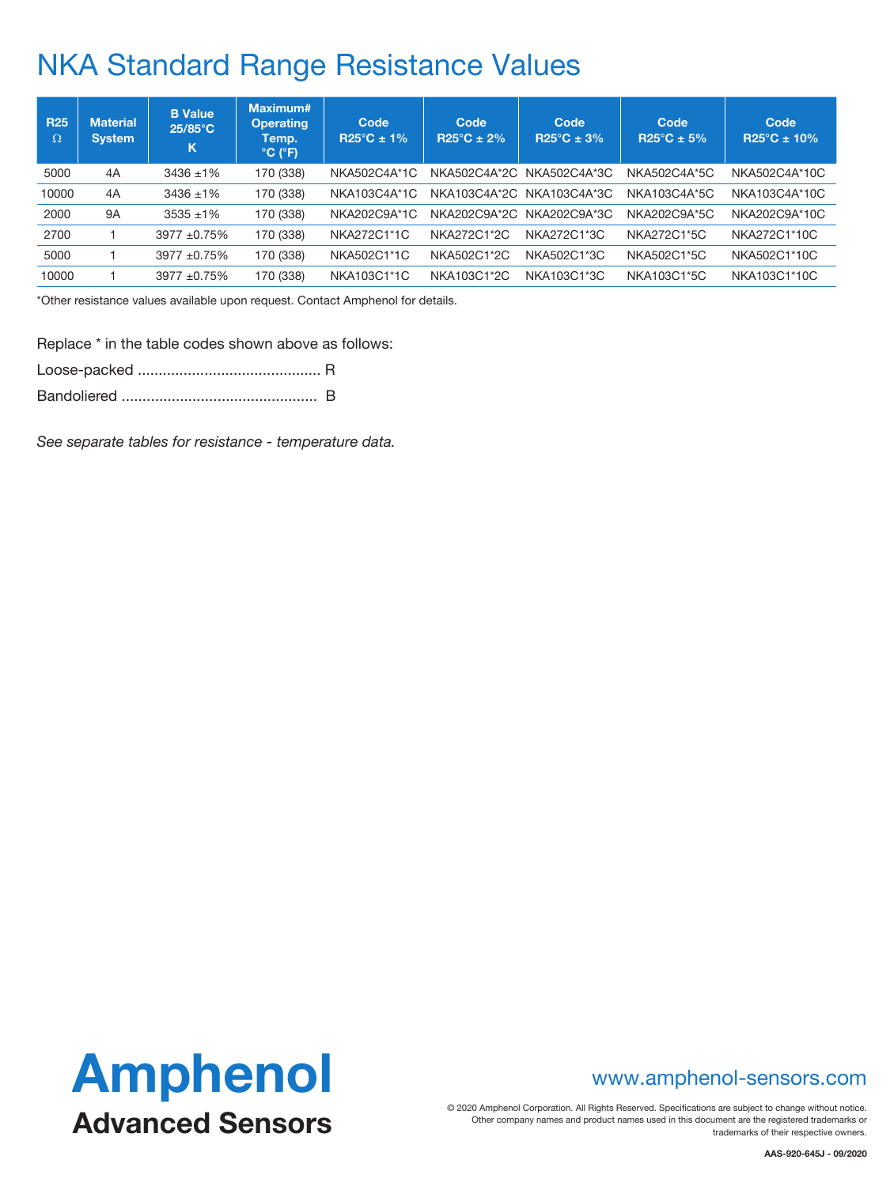# NKA Standard Range Resistance Values

| R25 Ω | Material System | B Value 25/85°C K | Maximum# Operating Temp. °C (°F) | Code R25°C ± 1% | Code R25°C ± 2% | Code R25°C ± 3% | Code R25°C ± 5% | Code R25°C ± 10% |
|---|---|---|---|---|---|---|---|---|
| 5000 | 4A | 3436 ±1% | 170 (338) | NKA502C4A*1C | NKA502C4A*2C | NKA502C4A*3C | NKA502C4A*5C | NKA502C4A*10C |
| 10000 | 4A | 3436 ±1% | 170 (338) | NKA103C4A*1C | NKA103C4A*2C | NKA103C4A*3C | NKA103C4A*5C | NKA103C4A*10C |
| 2000 | 9A | 3535 ±1% | 170 (338) | NKA202C9A*1C | NKA202C9A*2C | NKA202C9A*3C | NKA202C9A*5C | NKA202C9A*10C |
| 2700 | 1 | 3977 ±0.75% | 170 (338) | NKA272C1*1C | NKA272C1*2C | NKA272C1*3C | NKA272C1*5C | NKA272C1*10C |
| 5000 | 1 | 3977 ±0.75% | 170 (338) | NKA502C1*1C | NKA502C1*2C | NKA502C1*3C | NKA502C1*5C | NKA502C1*10C |
| 10000 | 1 | 3977 ±0.75% | 170 (338) | NKA103C1*1C | NKA103C1*2C | NKA103C1*3C | NKA103C1*5C | NKA103C1*10C |

*Other resistance values available upon request. Contact Amphenol for details.

Replace * in the table codes shown above as follows:

Loose-packed ............................................ R

Bandoliered .............................................. B

*See separate tables for resistance - temperature data.*

**Amphenol**

**Advanced Sensors**

www.amphenol-sensors.com

© 2020 Amphenol Corporation. All Rights Reserved. Specifications are subject to change without notice. Other company names and product names used in this document are the registered trademarks or trademarks of their respective owners.

**AAS-920-645J - 09/2020**